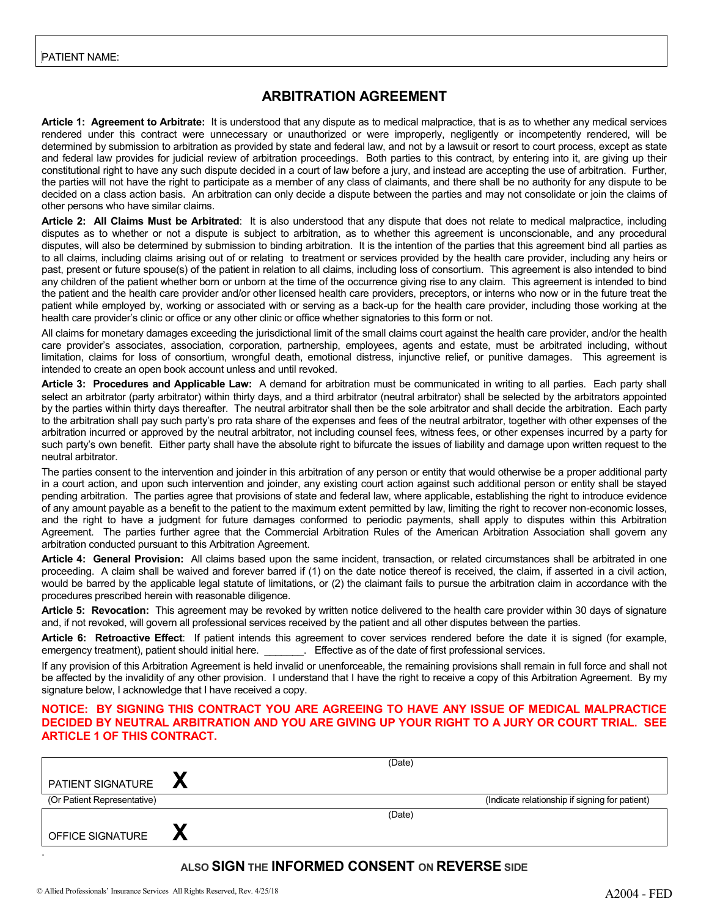PATIENT NAME:

# ARBITRATION AGREEMENT

**Article 1: Agreement to Arbitrate:** It is understood that any dispute as to medical malpractice, that is as to whether any medical services rendered under this contract were unnecessary or unauthorized or were improperly, negligently or incompetently rendered, will be determined by submission to arbitration as provided by state and federal law, and not by a lawsuit or resort to court process, except as state and federal law provides for judicial review of arbitration proceedings. Both parties to this contract, by entering into it, are giving up their constitutional right to have any such dispute decided in a court of law before a jury, and instead are accepting the use of arbitration. Further, the parties will not have the right to participate as a member of any class of claimants, and there shall be no authority for any dispute to be decided on a class action basis. An arbitration can only decide a dispute between the parties and may not consolidate or join the claims of other persons who have similar claims.

**Article 2: All Claims Must be Arbitrated**: It is also understood that any dispute that does not relate to medical malpractice, including disputes as to whether or not a dispute is subject to arbitration, as to whether this agreement is unconscionable, and any procedural disputes, will also be determined by submission to binding arbitration. It is the intention of the parties that this agreement bind all parties as to all claims, including claims arising out of or relating to treatment or services provided by the health care provider, including any heirs or past, present or future spouse(s) of the patient in relation to all claims, including loss of consortium. This agreement is also intended to bind any children of the patient whether born or unborn at the time of the occurrence giving rise to any claim. This agreement is intended to bind the patient and the health care provider and/or other licensed health care providers, preceptors, or interns who now or in the future treat the patient while employed by, working or associated with or serving as a back-up for the health care provider, including those working at the health care provider's clinic or office or any other clinic or office whether signatories to this form or not.

All claims for monetary damages exceeding the jurisdictional limit of the small claims court against the health care provider, and/or the health care provider's associates, association, corporation, partnership, employees, agents and estate, must be arbitrated including, without limitation, claims for loss of consortium, wrongful death, emotional distress, injunctive relief, or punitive damages. This agreement is intended to create an open book account unless and until revoked.

**Article 3: Procedures and Applicable Law:** A demand for arbitration must be communicated in writing to all parties. Each party shall select an arbitrator (party arbitrator) within thirty days, and a third arbitrator (neutral arbitrator) shall be selected by the arbitrators appointed by the parties within thirty days thereafter. The neutral arbitrator shall then be the sole arbitrator and shall decide the arbitration. Each party to the arbitration shall pay such party's pro rata share of the expenses and fees of the neutral arbitrator, together with other expenses of the arbitration incurred or approved by the neutral arbitrator, not including counsel fees, witness fees, or other expenses incurred by a party for such party's own benefit. Either party shall have the absolute right to bifurcate the issues of liability and damage upon written request to the neutral arbitrator.

The parties consent to the intervention and joinder in this arbitration of any person or entity that would otherwise be a proper additional party in a court action, and upon such intervention and joinder, any existing court action against such additional person or entity shall be stayed pending arbitration. The parties agree that provisions of state and federal law, where applicable, establishing the right to introduce evidence of any amount payable as a benefit to the patient to the maximum extent permitted by law, limiting the right to recover non-economic losses, and the right to have a judgment for future damages conformed to periodic payments, shall apply to disputes within this Arbitration Agreement. The parties further agree that the Commercial Arbitration Rules of the American Arbitration Association shall govern any arbitration conducted pursuant to this Arbitration Agreement.

**Article 4: General Provision:** All claims based upon the same incident, transaction, or related circumstances shall be arbitrated in one proceeding. A claim shall be waived and forever barred if (1) on the date notice thereof is received, the claim, if asserted in a civil action, would be barred by the applicable legal statute of limitations, or (2) the claimant fails to pursue the arbitration claim in accordance with the procedures prescribed herein with reasonable diligence.

**Article 5: Revocation:** This agreement may be revoked by written notice delivered to the health care provider within 30 days of signature and, if not revoked, will govern all professional services received by the patient and all other disputes between the parties.

**Article 6: Retroactive Effect**: If patient intends this agreement to cover services rendered before the date it is signed (for example, emergency treatment), patient should initial here. _______. Effective as of the date of first professional services.

If any provision of this Arbitration Agreement is held invalid or unenforceable, the remaining provisions shall remain in full force and shall not be affected by the invalidity of any other provision. I understand that I have the right to receive a copy of this Arbitration Agreement. By my signature below, I acknowledge that I have received a copy.

**NOTICE: BY SIGNING THIS CONTRACT YOU ARE AGREEING TO HAVE ANY ISSUE OF MEDICAL MALPRACTICE DECIDED BY NEUTRAL ARBITRATION AND YOU ARE GIVING UP YOUR RIGHT TO A JURY OR COURT TRIAL. SEE ARTICLE 1 OF THIS CONTRACT.**

PATIENT SIGNATURE **X** (Date)

(Or Patient Representative) (Indicate relationship if signing for patient)

OFFICE SIGNATURE **X** (Date)

ALSO **SIGN** THE **INFORMED CONSENT** ON **REVERSE** SIDE

© Allied Professionals' Insurance Services All Rights Reserved, Rev. 4/25/18

A2004 - FED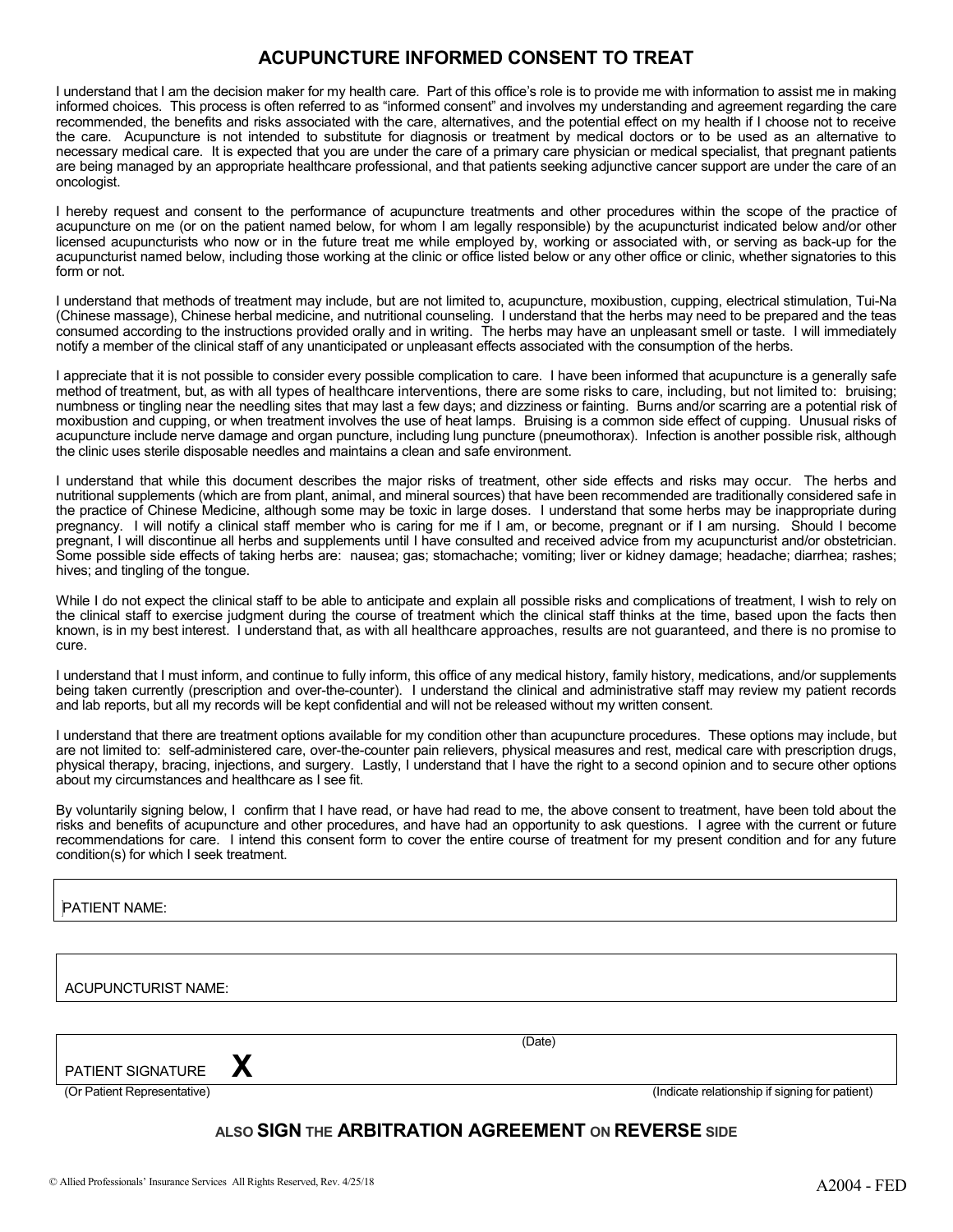# ACUPUNCTURE INFORMED CONSENT TO TREAT

I understand that I am the decision maker for my health care. Part of this office's role is to provide me with information to assist me in making informed choices. This process is often referred to as "informed consent" and involves my understanding and agreement regarding the care recommended, the benefits and risks associated with the care, alternatives, and the potential effect on my health if I choose not to receive the care. Acupuncture is not intended to substitute for diagnosis or treatment by medical doctors or to be used as an alternative to necessary medical care. It is expected that you are under the care of a primary care physician or medical specialist, that pregnant patients are being managed by an appropriate healthcare professional, and that patients seeking adjunctive cancer support are under the care of an oncologist.

I hereby request and consent to the performance of acupuncture treatments and other procedures within the scope of the practice of acupuncture on me (or on the patient named below, for whom I am legally responsible) by the acupuncturist indicated below and/or other licensed acupuncturists who now or in the future treat me while employed by, working or associated with, or serving as back-up for the acupuncturist named below, including those working at the clinic or office listed below or any other office or clinic, whether signatories to this form or not.

I understand that methods of treatment may include, but are not limited to, acupuncture, moxibustion, cupping, electrical stimulation, Tui-Na (Chinese massage), Chinese herbal medicine, and nutritional counseling. I understand that the herbs may need to be prepared and the teas consumed according to the instructions provided orally and in writing. The herbs may have an unpleasant smell or taste. I will immediately notify a member of the clinical staff of any unanticipated or unpleasant effects associated with the consumption of the herbs.

I appreciate that it is not possible to consider every possible complication to care. I have been informed that acupuncture is a generally safe method of treatment, but, as with all types of healthcare interventions, there are some risks to care, including, but not limited to: bruising; numbness or tingling near the needling sites that may last a few days; and dizziness or fainting. Burns and/or scarring are a potential risk of moxibustion and cupping, or when treatment involves the use of heat lamps. Bruising is a common side effect of cupping. Unusual risks of acupuncture include nerve damage and organ puncture, including lung puncture (pneumothorax). Infection is another possible risk, although the clinic uses sterile disposable needles and maintains a clean and safe environment.

I understand that while this document describes the major risks of treatment, other side effects and risks may occur. The herbs and nutritional supplements (which are from plant, animal, and mineral sources) that have been recommended are traditionally considered safe in the practice of Chinese Medicine, although some may be toxic in large doses. I understand that some herbs may be inappropriate during pregnancy. I will notify a clinical staff member who is caring for me if I am, or become, pregnant or if I am nursing. Should I become pregnant, I will discontinue all herbs and supplements until I have consulted and received advice from my acupuncturist and/or obstetrician. Some possible side effects of taking herbs are: nausea; gas; stomachache; vomiting; liver or kidney damage; headache; diarrhea; rashes; hives; and tingling of the tongue.

While I do not expect the clinical staff to be able to anticipate and explain all possible risks and complications of treatment, I wish to rely on the clinical staff to exercise judgment during the course of treatment which the clinical staff thinks at the time, based upon the facts then known, is in my best interest. I understand that, as with all healthcare approaches, results are not guaranteed, and there is no promise to cure.

I understand that I must inform, and continue to fully inform, this office of any medical history, family history, medications, and/or supplements being taken currently (prescription and over-the-counter). I understand the clinical and administrative staff may review my patient records and lab reports, but all my records will be kept confidential and will not be released without my written consent.

I understand that there are treatment options available for my condition other than acupuncture procedures. These options may include, but are not limited to: self-administered care, over-the-counter pain relievers, physical measures and rest, medical care with prescription drugs, physical therapy, bracing, injections, and surgery. Lastly, I understand that I have the right to a second opinion and to secure other options about my circumstances and healthcare as I see fit.

By voluntarily signing below, I confirm that I have read, or have had read to me, the above consent to treatment, have been told about the risks and benefits of acupuncture and other procedures, and have had an opportunity to ask questions. I agree with the current or future recommendations for care. I intend this consent form to cover the entire course of treatment for my present condition and for any future condition(s) for which I seek treatment.

PATIENT NAME:

ACUPUNCTURIST NAME:

(Date)

PATIENT SIGNATURE **X**

(Or Patient Representative) (Indicate relationship if signing for patient)

**ALSO SIGN THE ARBITRATION AGREEMENT ON REVERSE SIDE**

© Allied Professionals' Insurance Services All Rights Reserved, Rev. 4/25/18

A2004 - FED